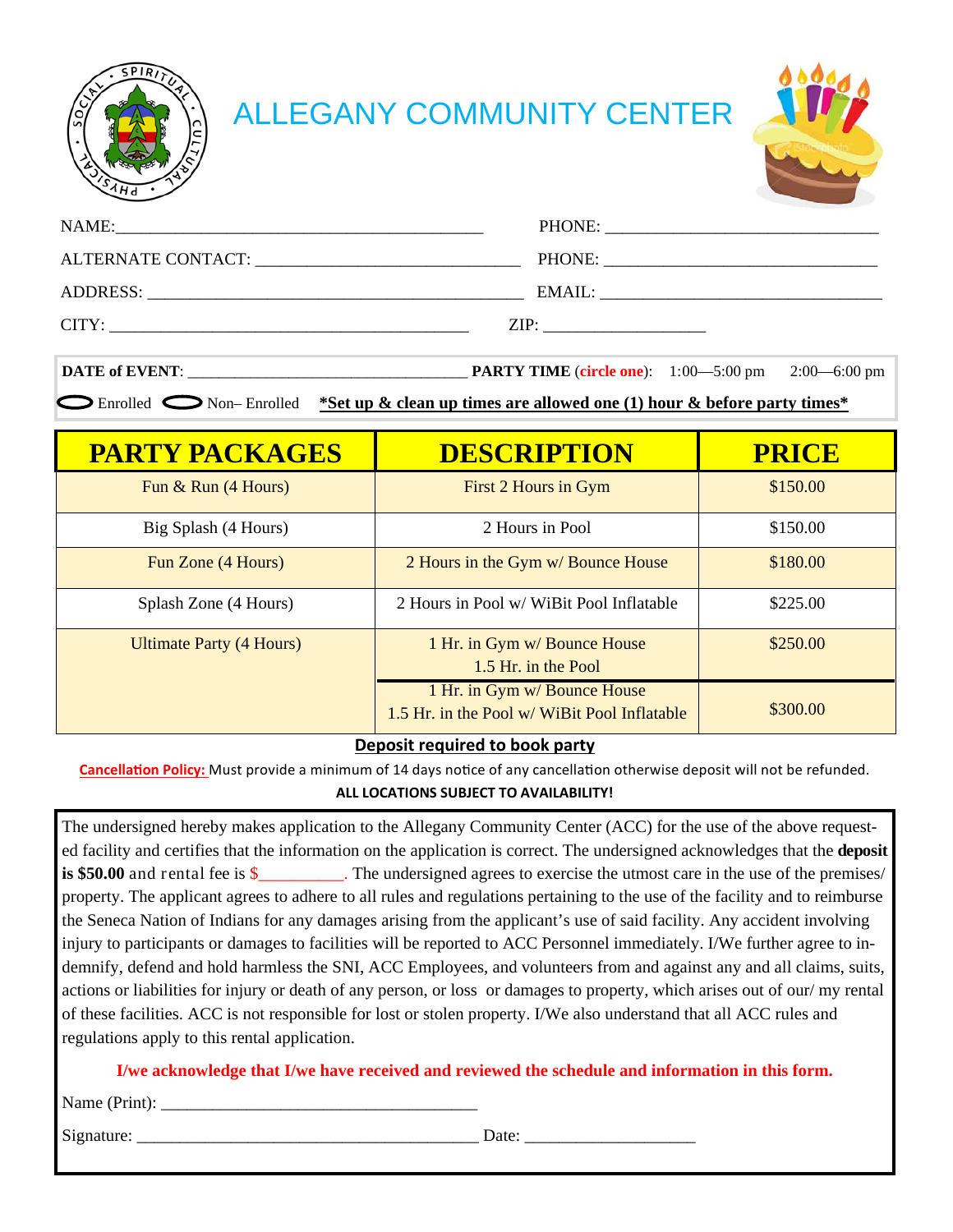# ALLEGANY COMMUNITY CENTER

NAME:_____________________________________________ PHONE: _______________________________

ALTERNATE CONTACT: ______________________________ PHONE: _______________________________

ADDRESS: ____________________________________________ EMAIL: _________________________________

CITY: ___________________________________________ ZIP: __________________

**DATE of EVENT**: __________________________________ **PARTY TIME** (**circle one**): 1:00—5:00 pm 2:00—6:00 pm

◯ Enrolled ◯ Non– Enrolled **\*Set up & clean up times are allowed one (1) hour & before party times\***

| PARTY PACKAGES | DESCRIPTION | PRICE |
|---|---|---|
| Fun & Run (4 Hours) | First 2 Hours in Gym | $150.00 |
| Big Splash (4 Hours) | 2 Hours in Pool | $150.00 |
| Fun Zone (4 Hours) | 2 Hours in the Gym w/ Bounce House | $180.00 |
| Splash Zone (4 Hours) | 2 Hours in Pool w/ WiBit Pool Inflatable | $225.00 |
| Ultimate Party (4 Hours) | 1 Hr. in Gym w/ Bounce House<br>1.5 Hr. in the Pool | $250.00 |
| | 1 Hr. in Gym w/ Bounce House<br>1.5 Hr. in the Pool w/ WiBit Pool Inflatable | $300.00 |

**Deposit required to book party**

**Cancellation Policy:** Must provide a minimum of 14 days notice of any cancellation otherwise deposit will not be refunded.

**ALL LOCATIONS SUBJECT TO AVAILABILITY!**

The undersigned hereby makes application to the Allegany Community Center (ACC) for the use of the above requested facility and certifies that the information on the application is correct. The undersigned acknowledges that the **deposit is $50.00** and rental fee is $__________. The undersigned agrees to exercise the utmost care in the use of the premises/ property. The applicant agrees to adhere to all rules and regulations pertaining to the use of the facility and to reimburse the Seneca Nation of Indians for any damages arising from the applicant's use of said facility. Any accident involving injury to participants or damages to facilities will be reported to ACC Personnel immediately. I/We further agree to indemnify, defend and hold harmless the SNI, ACC Employees, and volunteers from and against any and all claims, suits, actions or liabilities for injury or death of any person, or loss or damages to property, which arises out of our/ my rental of these facilities. ACC is not responsible for lost or stolen property. I/We also understand that all ACC rules and regulations apply to this rental application.

**I/we acknowledge that I/we have received and reviewed the schedule and information in this form.**

Name (Print): _____________________________________

Signature: ________________________________________ Date: ____________________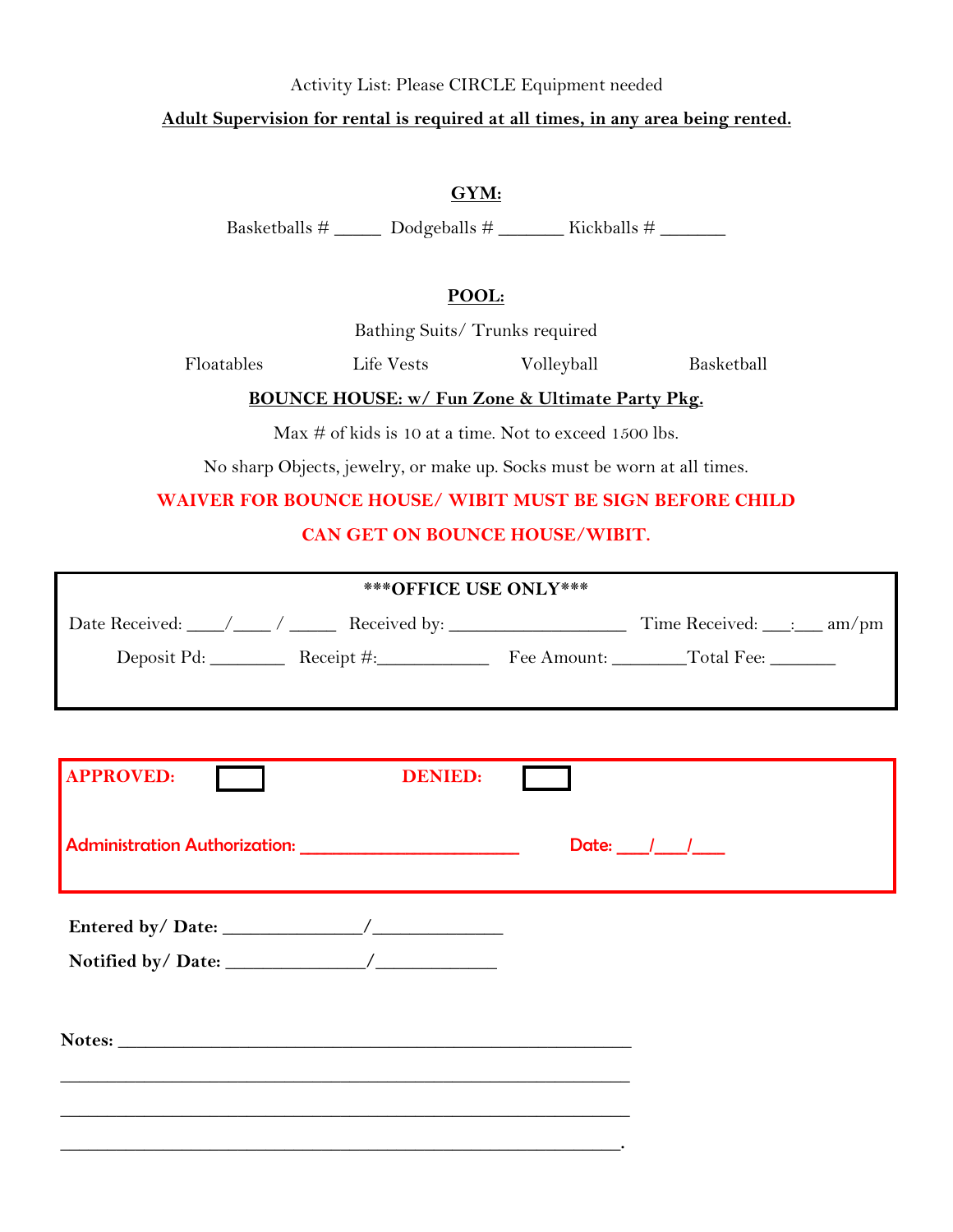Activity List: Please CIRCLE Equipment needed

**Adult Supervision for rental is required at all times, in any area being rented.**

**GYM:**

Basketballs # _____ Dodgeballs # _______ Kickballs # _______

**POOL:**

Bathing Suits/ Trunks required

Floatables Life Vests Volleyball Basketball

**BOUNCE HOUSE: w/ Fun Zone & Ultimate Party Pkg.**

Max # of kids is 10 at a time. Not to exceed 1500 lbs.

No sharp Objects, jewelry, or make up. Socks must be worn at all times.

**WAIVER FOR BOUNCE HOUSE/ WIBIT MUST BE SIGN BEFORE CHILD CAN GET ON BOUNCE HOUSE/WIBIT.**

**\*\*\*OFFICE USE ONLY\*\*\***

Date Received: ____/____ / _____ Received by: ___________________ Time Received: ___:___ am/pm

Deposit Pd: ________ Receipt #:____________ Fee Amount: ________Total Fee: _______

**APPROVED:** ☐ **DENIED:** ☐

Administration Authorization: ________________________ Date: ___/___/___

**Entered by/ Date:** _______________/_____________

**Notified by/ Date:** _______________/_____________

**Notes:** ______________________________________________________

______________________________________________________________

______________________________________________________________

_____________________________________________________________.